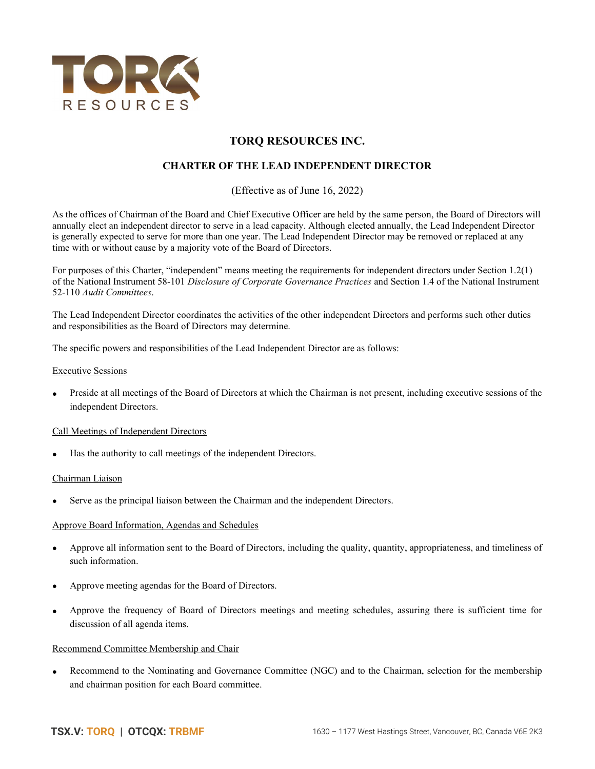# TORQ RESOURCES INC.

## CHARTER OF THE LEAD INDEPENDENT DIRECTOR

(Effective as of June 16, 2022)

As the offices of Chairman of the Board and Chief Executive Officer are held by the same person, the Board of Directors will annually elect an independent director to serve in a lead capacity. Although elected annually, the Lead Independent Director is generally expected to serve for more than one year. The Lead Independent Director may be removed or replaced at any time with or without cause by a majority vote of the Board of Directors.

For purposes of this Charter, "independent" means meeting the requirements for independent directors under Section 1.2(1) of the National Instrument 58-101 *Disclosure of Corporate Governance Practices* and Section 1.4 of the National Instrument 52-110 *Audit Committees*.

The Lead Independent Director coordinates the activities of the other independent Directors and performs such other duties and responsibilities as the Board of Directors may determine.

The specific powers and responsibilities of the Lead Independent Director are as follows:

Executive Sessions

- Preside at all meetings of the Board of Directors at which the Chairman is not present, including executive sessions of the independent Directors.

Call Meetings of Independent Directors

- Has the authority to call meetings of the independent Directors.

Chairman Liaison

- Serve as the principal liaison between the Chairman and the independent Directors.

Approve Board Information, Agendas and Schedules

- Approve all information sent to the Board of Directors, including the quality, quantity, appropriateness, and timeliness of such information.
- Approve meeting agendas for the Board of Directors.
- Approve the frequency of Board of Directors meetings and meeting schedules, assuring there is sufficient time for discussion of all agenda items.

Recommend Committee Membership and Chair

- Recommend to the Nominating and Governance Committee (NGC) and to the Chairman, selection for the membership and chairman position for each Board committee.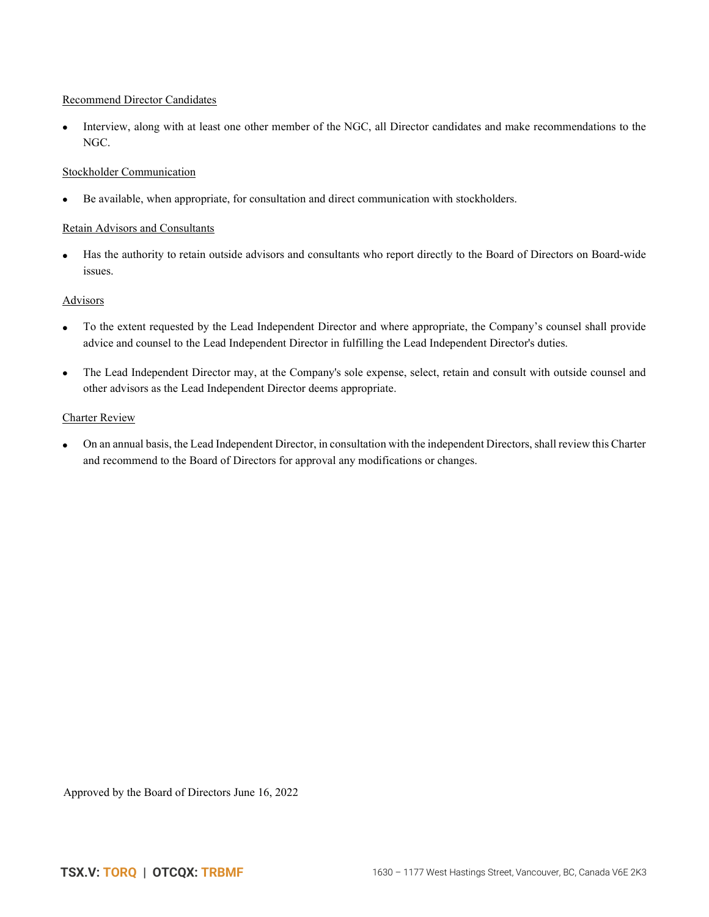Recommend Director Candidates

- Interview, along with at least one other member of the NGC, all Director candidates and make recommendations to the NGC.

Stockholder Communication

- Be available, when appropriate, for consultation and direct communication with stockholders.

Retain Advisors and Consultants

- Has the authority to retain outside advisors and consultants who report directly to the Board of Directors on Board-wide issues.

Advisors

- To the extent requested by the Lead Independent Director and where appropriate, the Company's counsel shall provide advice and counsel to the Lead Independent Director in fulfilling the Lead Independent Director's duties.
- The Lead Independent Director may, at the Company's sole expense, select, retain and consult with outside counsel and other advisors as the Lead Independent Director deems appropriate.

Charter Review

- On an annual basis, the Lead Independent Director, in consultation with the independent Directors, shall review this Charter and recommend to the Board of Directors for approval any modifications or changes.

Approved by the Board of Directors June 16, 2022